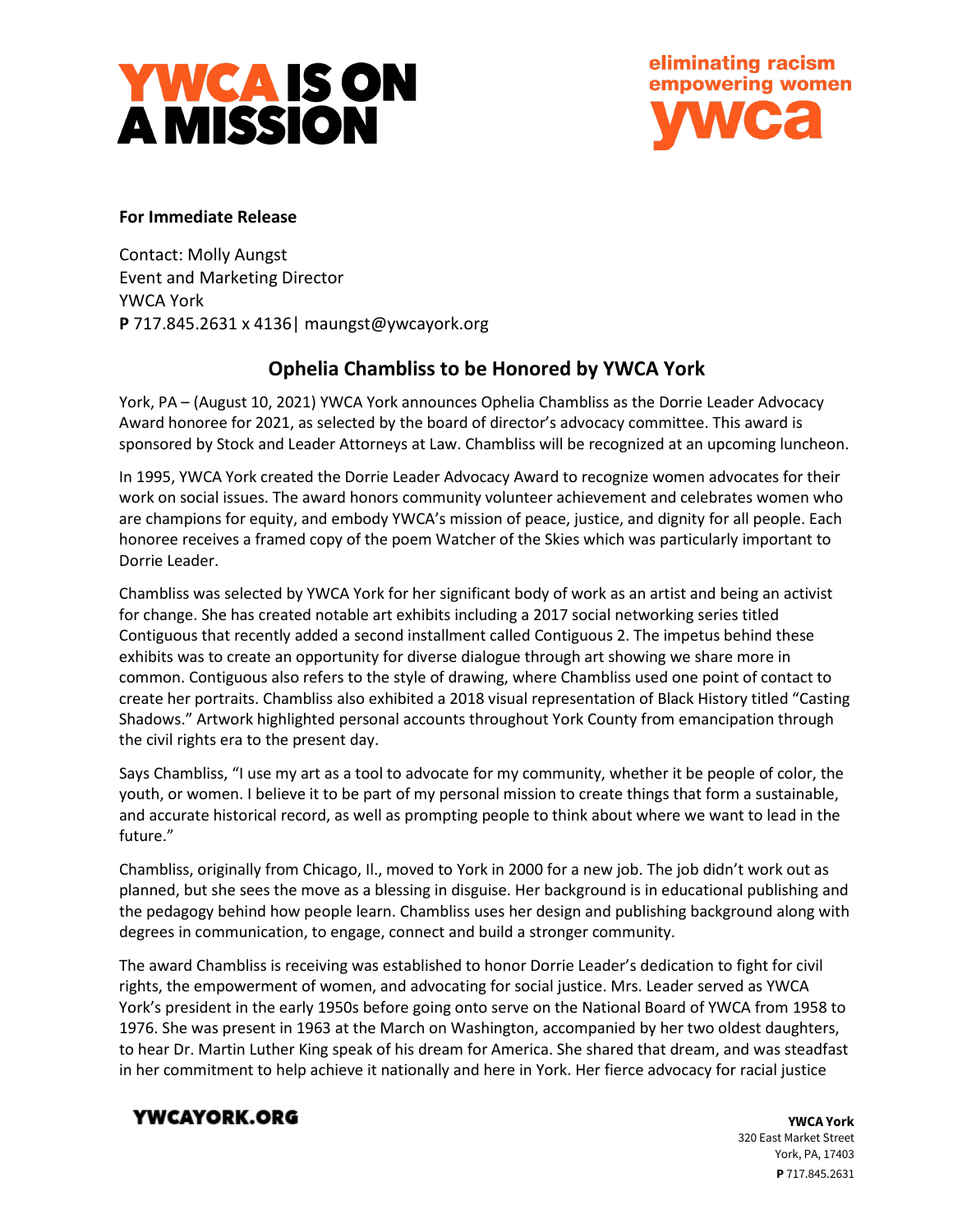**For Immediate Release**

Contact: Molly Aungst
Event and Marketing Director
YWCA York
**P** 717.845.2631 x 4136| maungst@ywcayork.org

## Ophelia Chambliss to be Honored by YWCA York

York, PA – (August 10, 2021) YWCA York announces Ophelia Chambliss as the Dorrie Leader Advocacy Award honoree for 2021, as selected by the board of director's advocacy committee. This award is sponsored by Stock and Leader Attorneys at Law. Chambliss will be recognized at an upcoming luncheon.

In 1995, YWCA York created the Dorrie Leader Advocacy Award to recognize women advocates for their work on social issues. The award honors community volunteer achievement and celebrates women who are champions for equity, and embody YWCA's mission of peace, justice, and dignity for all people. Each honoree receives a framed copy of the poem Watcher of the Skies which was particularly important to Dorrie Leader.

Chambliss was selected by YWCA York for her significant body of work as an artist and being an activist for change. She has created notable art exhibits including a 2017 social networking series titled Contiguous that recently added a second installment called Contiguous 2. The impetus behind these exhibits was to create an opportunity for diverse dialogue through art showing we share more in common. Contiguous also refers to the style of drawing, where Chambliss used one point of contact to create her portraits. Chambliss also exhibited a 2018 visual representation of Black History titled "Casting Shadows." Artwork highlighted personal accounts throughout York County from emancipation through the civil rights era to the present day.

Says Chambliss, "I use my art as a tool to advocate for my community, whether it be people of color, the youth, or women. I believe it to be part of my personal mission to create things that form a sustainable, and accurate historical record, as well as prompting people to think about where we want to lead in the future."

Chambliss, originally from Chicago, Il., moved to York in 2000 for a new job. The job didn't work out as planned, but she sees the move as a blessing in disguise. Her background is in educational publishing and the pedagogy behind how people learn. Chambliss uses her design and publishing background along with degrees in communication, to engage, connect and build a stronger community.

The award Chambliss is receiving was established to honor Dorrie Leader's dedication to fight for civil rights, the empowerment of women, and advocating for social justice. Mrs. Leader served as YWCA York's president in the early 1950s before going onto serve on the National Board of YWCA from 1958 to 1976. She was present in 1963 at the March on Washington, accompanied by her two oldest daughters, to hear Dr. Martin Luther King speak of his dream for America. She shared that dream, and was steadfast in her commitment to help achieve it nationally and here in York. Her fierce advocacy for racial justice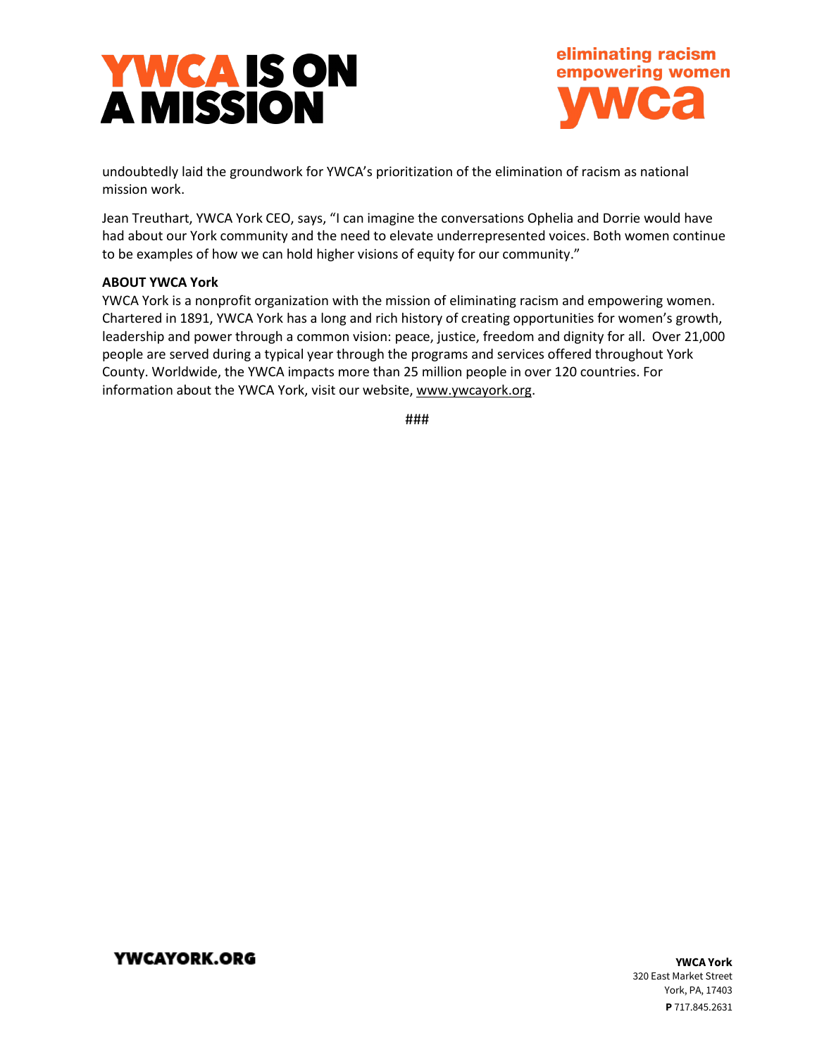undoubtedly laid the groundwork for YWCA's prioritization of the elimination of racism as national mission work.

Jean Treuthart, YWCA York CEO, says, "I can imagine the conversations Ophelia and Dorrie would have had about our York community and the need to elevate underrepresented voices. Both women continue to be examples of how we can hold higher visions of equity for our community."

**ABOUT YWCA York**

YWCA York is a nonprofit organization with the mission of eliminating racism and empowering women. Chartered in 1891, YWCA York has a long and rich history of creating opportunities for women's growth, leadership and power through a common vision: peace, justice, freedom and dignity for all. Over 21,000 people are served during a typical year through the programs and services offered throughout York County. Worldwide, the YWCA impacts more than 25 million people in over 120 countries. For information about the YWCA York, visit our website, www.ywcayork.org.

###

YWCAYORK.ORG

**YWCA York**
320 East Market Street
York, PA, 17403
**P** 717.845.2631